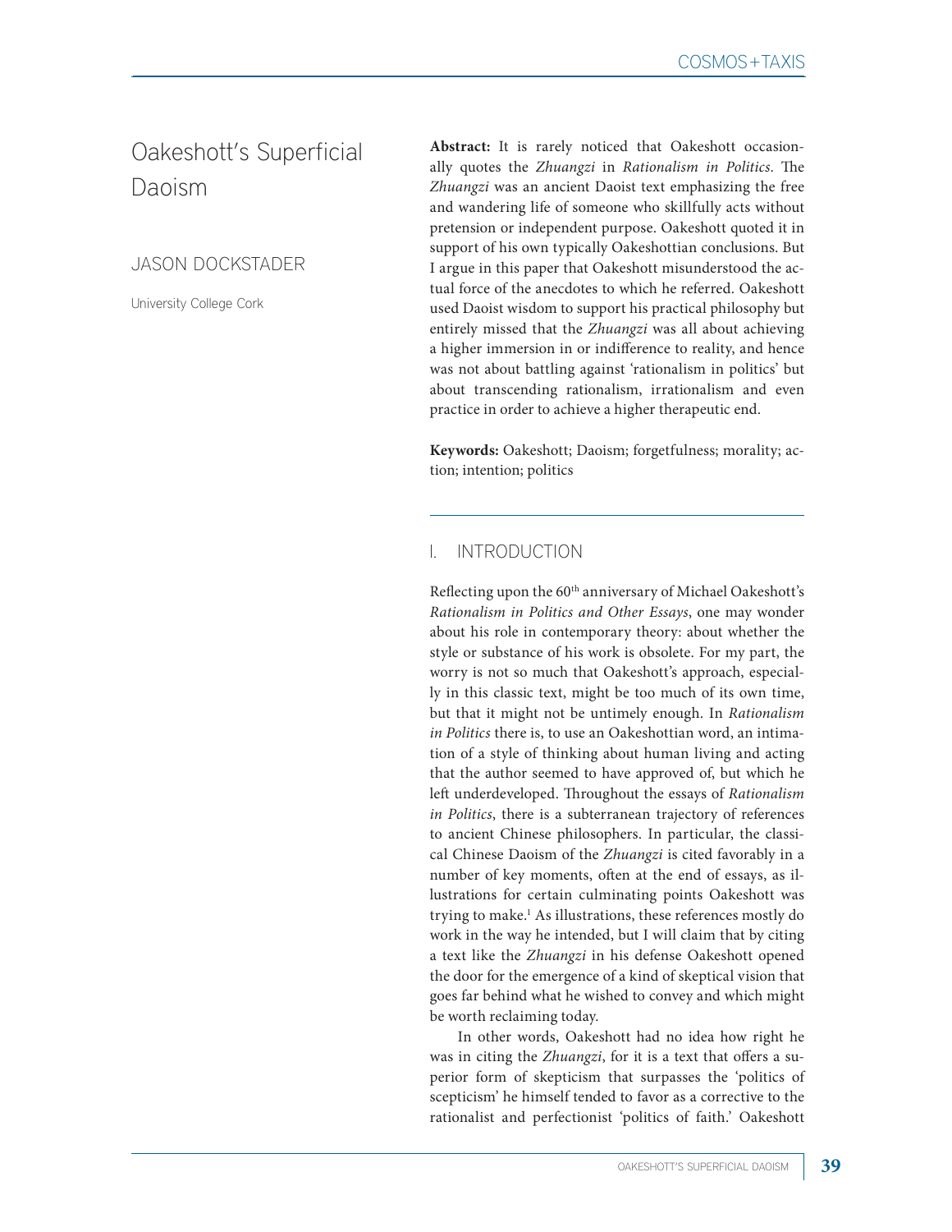# Oakeshott's Superficial Daoism

JASON DOCKSTADER

University College Cork

**Abstract:** It is rarely noticed that Oakeshott occasionally quotes the *Zhuangzi* in *Rationalism in Politics*. The *Zhuangzi* was an ancient Daoist text emphasizing the free and wandering life of someone who skillfully acts without pretension or independent purpose. Oakeshott quoted it in support of his own typically Oakeshottian conclusions. But I argue in this paper that Oakeshott misunderstood the actual force of the anecdotes to which he referred. Oakeshott used Daoist wisdom to support his practical philosophy but entirely missed that the *Zhuangzi* was all about achieving a higher immersion in or indifference to reality, and hence was not about battling against 'rationalism in politics' but about transcending rationalism, irrationalism and even practice in order to achieve a higher therapeutic end.

**Keywords:** Oakeshott; Daoism; forgetfulness; morality; action; intention; politics

## I. INTRODUCTION

Reflecting upon the 60th anniversary of Michael Oakeshott's *Rationalism in Politics and Other Essays*, one may wonder about his role in contemporary theory: about whether the style or substance of his work is obsolete. For my part, the worry is not so much that Oakeshott's approach, especially in this classic text, might be too much of its own time, but that it might not be untimely enough. In *Rationalism in Politics* there is, to use an Oakeshottian word, an intimation of a style of thinking about human living and acting that the author seemed to have approved of, but which he left underdeveloped. Throughout the essays of *Rationalism in Politics*, there is a subterranean trajectory of references to ancient Chinese philosophers. In particular, the classical Chinese Daoism of the *Zhuangzi* is cited favorably in a number of key moments, often at the end of essays, as illustrations for certain culminating points Oakeshott was trying to make.[1] As illustrations, these references mostly do work in the way he intended, but I will claim that by citing a text like the *Zhuangzi* in his defense Oakeshott opened the door for the emergence of a kind of skeptical vision that goes far behind what he wished to convey and which might be worth reclaiming today.

In other words, Oakeshott had no idea how right he was in citing the *Zhuangzi*, for it is a text that offers a superior form of skepticism that surpasses the 'politics of scepticism' he himself tended to favor as a corrective to the rationalist and perfectionist 'politics of faith.' Oakeshott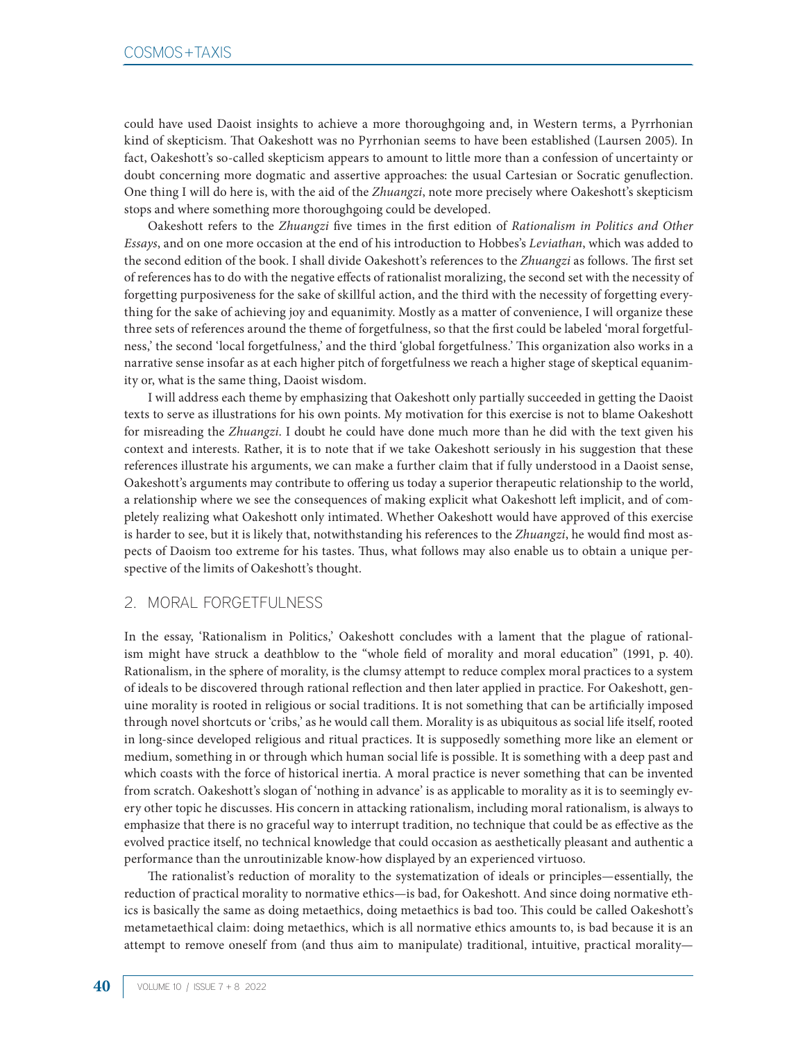could have used Daoist insights to achieve a more thoroughgoing and, in Western terms, a Pyrrhonian kind of skepticism. That Oakeshott was no Pyrrhonian seems to have been established (Laursen 2005). In fact, Oakeshott's so-called skepticism appears to amount to little more than a confession of uncertainty or doubt concerning more dogmatic and assertive approaches: the usual Cartesian or Socratic genuflection. One thing I will do here is, with the aid of the *Zhuangzi*, note more precisely where Oakeshott's skepticism stops and where something more thoroughgoing could be developed.

Oakeshott refers to the *Zhuangzi* five times in the first edition of *Rationalism in Politics and Other Essays*, and on one more occasion at the end of his introduction to Hobbes's *Leviathan*, which was added to the second edition of the book. I shall divide Oakeshott's references to the *Zhuangzi* as follows. The first set of references has to do with the negative effects of rationalist moralizing, the second set with the necessity of forgetting purposiveness for the sake of skillful action, and the third with the necessity of forgetting everything for the sake of achieving joy and equanimity. Mostly as a matter of convenience, I will organize these three sets of references around the theme of forgetfulness, so that the first could be labeled 'moral forgetfulness,' the second 'local forgetfulness,' and the third 'global forgetfulness.' This organization also works in a narrative sense insofar as at each higher pitch of forgetfulness we reach a higher stage of skeptical equanimity or, what is the same thing, Daoist wisdom.

I will address each theme by emphasizing that Oakeshott only partially succeeded in getting the Daoist texts to serve as illustrations for his own points. My motivation for this exercise is not to blame Oakeshott for misreading the *Zhuangzi*. I doubt he could have done much more than he did with the text given his context and interests. Rather, it is to note that if we take Oakeshott seriously in his suggestion that these references illustrate his arguments, we can make a further claim that if fully understood in a Daoist sense, Oakeshott's arguments may contribute to offering us today a superior therapeutic relationship to the world, a relationship where we see the consequences of making explicit what Oakeshott left implicit, and of completely realizing what Oakeshott only intimated. Whether Oakeshott would have approved of this exercise is harder to see, but it is likely that, notwithstanding his references to the *Zhuangzi*, he would find most aspects of Daoism too extreme for his tastes. Thus, what follows may also enable us to obtain a unique perspective of the limits of Oakeshott's thought.

## 2. MORAL FORGETFULNESS

In the essay, 'Rationalism in Politics,' Oakeshott concludes with a lament that the plague of rationalism might have struck a deathblow to the "whole field of morality and moral education" (1991, p. 40). Rationalism, in the sphere of morality, is the clumsy attempt to reduce complex moral practices to a system of ideals to be discovered through rational reflection and then later applied in practice. For Oakeshott, genuine morality is rooted in religious or social traditions. It is not something that can be artificially imposed through novel shortcuts or 'cribs,' as he would call them. Morality is as ubiquitous as social life itself, rooted in long-since developed religious and ritual practices. It is supposedly something more like an element or medium, something in or through which human social life is possible. It is something with a deep past and which coasts with the force of historical inertia. A moral practice is never something that can be invented from scratch. Oakeshott's slogan of 'nothing in advance' is as applicable to morality as it is to seemingly every other topic he discusses. His concern in attacking rationalism, including moral rationalism, is always to emphasize that there is no graceful way to interrupt tradition, no technique that could be as effective as the evolved practice itself, no technical knowledge that could occasion as aesthetically pleasant and authentic a performance than the unroutinizable know-how displayed by an experienced virtuoso.

The rationalist's reduction of morality to the systematization of ideals or principles—essentially, the reduction of practical morality to normative ethics—is bad, for Oakeshott. And since doing normative ethics is basically the same as doing metaethics, doing metaethics is bad too. This could be called Oakeshott's metametaethical claim: doing metaethics, which is all normative ethics amounts to, is bad because it is an attempt to remove oneself from (and thus aim to manipulate) traditional, intuitive, practical morality—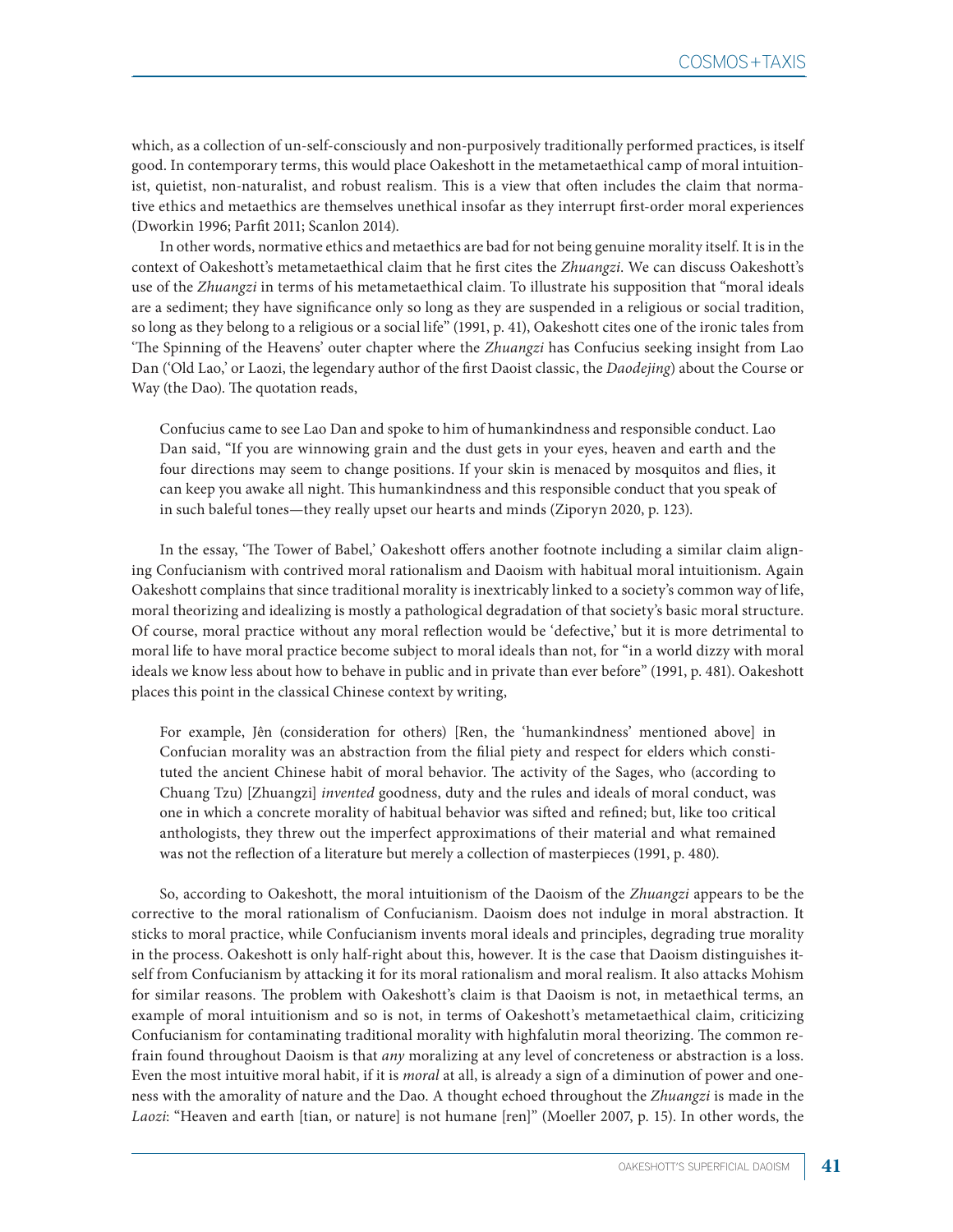which, as a collection of un-self-consciously and non-purposively traditionally performed practices, is itself good. In contemporary terms, this would place Oakeshott in the metametaethical camp of moral intuitionist, quietist, non-naturalist, and robust realism. This is a view that often includes the claim that normative ethics and metaethics are themselves unethical insofar as they interrupt first-order moral experiences (Dworkin 1996; Parfit 2011; Scanlon 2014).

In other words, normative ethics and metaethics are bad for not being genuine morality itself. It is in the context of Oakeshott's metametaethical claim that he first cites the *Zhuangzi*. We can discuss Oakeshott's use of the *Zhuangzi* in terms of his metametaethical claim. To illustrate his supposition that "moral ideals are a sediment; they have significance only so long as they are suspended in a religious or social tradition, so long as they belong to a religious or a social life" (1991, p. 41), Oakeshott cites one of the ironic tales from 'The Spinning of the Heavens' outer chapter where the *Zhuangzi* has Confucius seeking insight from Lao Dan ('Old Lao,' or Laozi, the legendary author of the first Daoist classic, the *Daodejing*) about the Course or Way (the Dao). The quotation reads,

> Confucius came to see Lao Dan and spoke to him of humankindness and responsible conduct. Lao Dan said, "If you are winnowing grain and the dust gets in your eyes, heaven and earth and the four directions may seem to change positions. If your skin is menaced by mosquitos and flies, it can keep you awake all night. This humankindness and this responsible conduct that you speak of in such baleful tones—they really upset our hearts and minds (Ziporyn 2020, p. 123).

In the essay, 'The Tower of Babel,' Oakeshott offers another footnote including a similar claim aligning Confucianism with contrived moral rationalism and Daoism with habitual moral intuitionism. Again Oakeshott complains that since traditional morality is inextricably linked to a society's common way of life, moral theorizing and idealizing is mostly a pathological degradation of that society's basic moral structure. Of course, moral practice without any moral reflection would be 'defective,' but it is more detrimental to moral life to have moral practice become subject to moral ideals than not, for "in a world dizzy with moral ideals we know less about how to behave in public and in private than ever before" (1991, p. 481). Oakeshott places this point in the classical Chinese context by writing,

> For example, Jên (consideration for others) [Ren, the 'humankindness' mentioned above] in Confucian morality was an abstraction from the filial piety and respect for elders which constituted the ancient Chinese habit of moral behavior. The activity of the Sages, who (according to Chuang Tzu) [Zhuangzi] *invented* goodness, duty and the rules and ideals of moral conduct, was one in which a concrete morality of habitual behavior was sifted and refined; but, like too critical anthologists, they threw out the imperfect approximations of their material and what remained was not the reflection of a literature but merely a collection of masterpieces (1991, p. 480).

So, according to Oakeshott, the moral intuitionism of the Daoism of the *Zhuangzi* appears to be the corrective to the moral rationalism of Confucianism. Daoism does not indulge in moral abstraction. It sticks to moral practice, while Confucianism invents moral ideals and principles, degrading true morality in the process. Oakeshott is only half-right about this, however. It is the case that Daoism distinguishes itself from Confucianism by attacking it for its moral rationalism and moral realism. It also attacks Mohism for similar reasons. The problem with Oakeshott's claim is that Daoism is not, in metaethical terms, an example of moral intuitionism and so is not, in terms of Oakeshott's metametaethical claim, criticizing Confucianism for contaminating traditional morality with highfalutin moral theorizing. The common refrain found throughout Daoism is that *any* moralizing at any level of concreteness or abstraction is a loss. Even the most intuitive moral habit, if it is *moral* at all, is already a sign of a diminution of power and oneness with the amorality of nature and the Dao. A thought echoed throughout the *Zhuangzi* is made in the *Laozi*: "Heaven and earth [tian, or nature] is not humane [ren]" (Moeller 2007, p. 15). In other words, the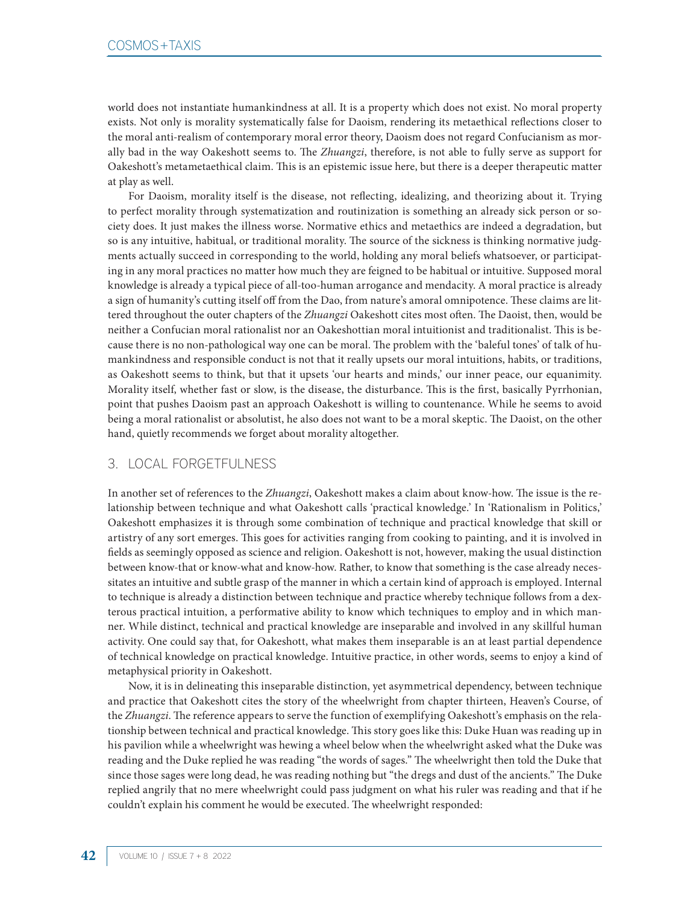world does not instantiate humankindness at all. It is a property which does not exist. No moral property exists. Not only is morality systematically false for Daoism, rendering its metaethical reflections closer to the moral anti-realism of contemporary moral error theory, Daoism does not regard Confucianism as morally bad in the way Oakeshott seems to. The *Zhuangzi*, therefore, is not able to fully serve as support for Oakeshott's metametaethical claim. This is an epistemic issue here, but there is a deeper therapeutic matter at play as well.

For Daoism, morality itself is the disease, not reflecting, idealizing, and theorizing about it. Trying to perfect morality through systematization and routinization is something an already sick person or society does. It just makes the illness worse. Normative ethics and metaethics are indeed a degradation, but so is any intuitive, habitual, or traditional morality. The source of the sickness is thinking normative judgments actually succeed in corresponding to the world, holding any moral beliefs whatsoever, or participating in any moral practices no matter how much they are feigned to be habitual or intuitive. Supposed moral knowledge is already a typical piece of all-too-human arrogance and mendacity. A moral practice is already a sign of humanity's cutting itself off from the Dao, from nature's amoral omnipotence. These claims are littered throughout the outer chapters of the *Zhuangzi* Oakeshott cites most often. The Daoist, then, would be neither a Confucian moral rationalist nor an Oakeshottian moral intuitionist and traditionalist. This is because there is no non-pathological way one can be moral. The problem with the 'baleful tones' of talk of humankindness and responsible conduct is not that it really upsets our moral intuitions, habits, or traditions, as Oakeshott seems to think, but that it upsets 'our hearts and minds,' our inner peace, our equanimity. Morality itself, whether fast or slow, is the disease, the disturbance. This is the first, basically Pyrrhonian, point that pushes Daoism past an approach Oakeshott is willing to countenance. While he seems to avoid being a moral rationalist or absolutist, he also does not want to be a moral skeptic. The Daoist, on the other hand, quietly recommends we forget about morality altogether.

## 3. LOCAL FORGETFULNESS

In another set of references to the *Zhuangzi*, Oakeshott makes a claim about know-how. The issue is the relationship between technique and what Oakeshott calls 'practical knowledge.' In 'Rationalism in Politics,' Oakeshott emphasizes it is through some combination of technique and practical knowledge that skill or artistry of any sort emerges. This goes for activities ranging from cooking to painting, and it is involved in fields as seemingly opposed as science and religion. Oakeshott is not, however, making the usual distinction between know-that or know-what and know-how. Rather, to know that something is the case already necessitates an intuitive and subtle grasp of the manner in which a certain kind of approach is employed. Internal to technique is already a distinction between technique and practice whereby technique follows from a dexterous practical intuition, a performative ability to know which techniques to employ and in which manner. While distinct, technical and practical knowledge are inseparable and involved in any skillful human activity. One could say that, for Oakeshott, what makes them inseparable is an at least partial dependence of technical knowledge on practical knowledge. Intuitive practice, in other words, seems to enjoy a kind of metaphysical priority in Oakeshott.

Now, it is in delineating this inseparable distinction, yet asymmetrical dependency, between technique and practice that Oakeshott cites the story of the wheelwright from chapter thirteen, Heaven's Course, of the *Zhuangzi*. The reference appears to serve the function of exemplifying Oakeshott's emphasis on the relationship between technical and practical knowledge. This story goes like this: Duke Huan was reading up in his pavilion while a wheelwright was hewing a wheel below when the wheelwright asked what the Duke was reading and the Duke replied he was reading "the words of sages." The wheelwright then told the Duke that since those sages were long dead, he was reading nothing but "the dregs and dust of the ancients." The Duke replied angrily that no mere wheelwright could pass judgment on what his ruler was reading and that if he couldn't explain his comment he would be executed. The wheelwright responded: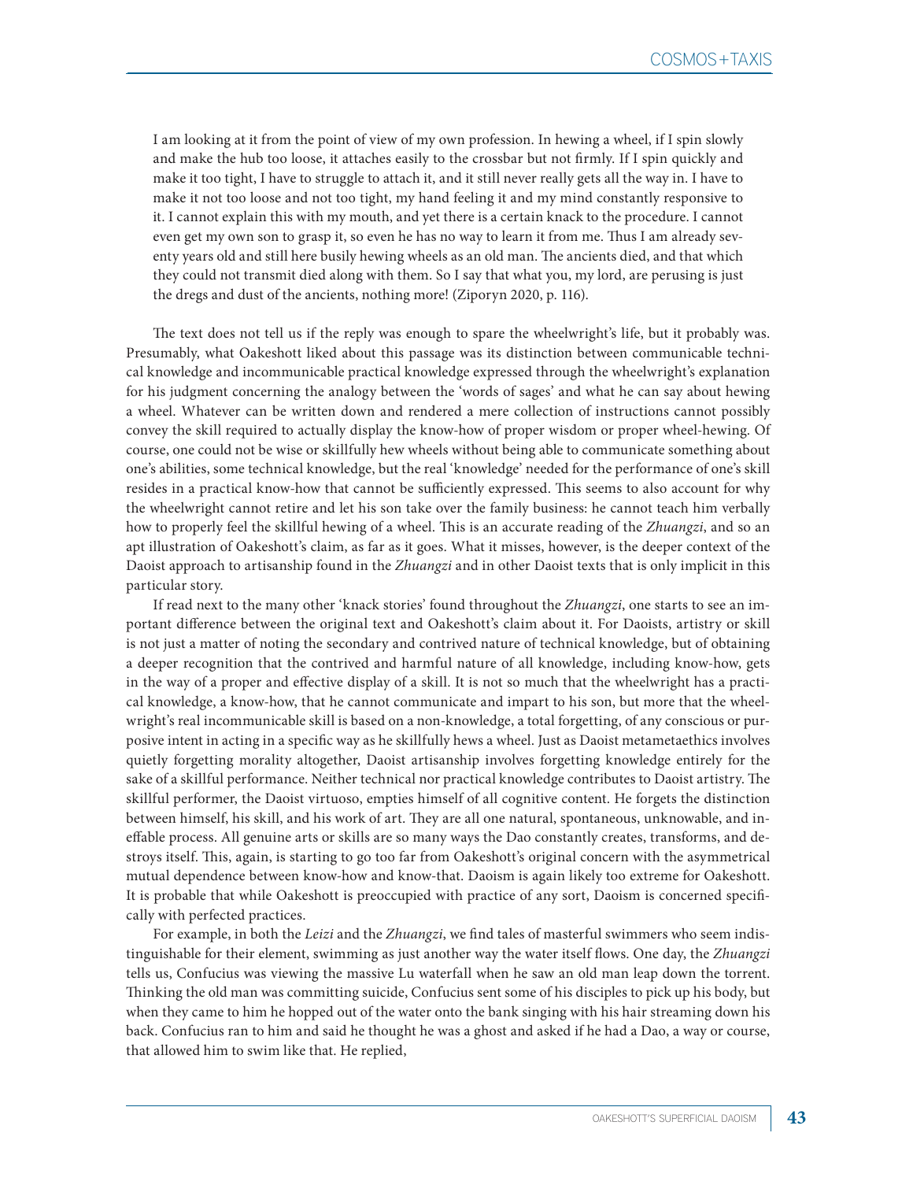> I am looking at it from the point of view of my own profession. In hewing a wheel, if I spin slowly and make the hub too loose, it attaches easily to the crossbar but not firmly. If I spin quickly and make it too tight, I have to struggle to attach it, and it still never really gets all the way in. I have to make it not too loose and not too tight, my hand feeling it and my mind constantly responsive to it. I cannot explain this with my mouth, and yet there is a certain knack to the procedure. I cannot even get my own son to grasp it, so even he has no way to learn it from me. Thus I am already seventy years old and still here busily hewing wheels as an old man. The ancients died, and that which they could not transmit died along with them. So I say that what you, my lord, are perusing is just the dregs and dust of the ancients, nothing more! (Ziporyn 2020, p. 116).

The text does not tell us if the reply was enough to spare the wheelwright's life, but it probably was. Presumably, what Oakeshott liked about this passage was its distinction between communicable technical knowledge and incommunicable practical knowledge expressed through the wheelwright's explanation for his judgment concerning the analogy between the 'words of sages' and what he can say about hewing a wheel. Whatever can be written down and rendered a mere collection of instructions cannot possibly convey the skill required to actually display the know-how of proper wisdom or proper wheel-hewing. Of course, one could not be wise or skillfully hew wheels without being able to communicate something about one's abilities, some technical knowledge, but the real 'knowledge' needed for the performance of one's skill resides in a practical know-how that cannot be sufficiently expressed. This seems to also account for why the wheelwright cannot retire and let his son take over the family business: he cannot teach him verbally how to properly feel the skillful hewing of a wheel. This is an accurate reading of the *Zhuangzi*, and so an apt illustration of Oakeshott's claim, as far as it goes. What it misses, however, is the deeper context of the Daoist approach to artisanship found in the *Zhuangzi* and in other Daoist texts that is only implicit in this particular story.

If read next to the many other 'knack stories' found throughout the *Zhuangzi*, one starts to see an important difference between the original text and Oakeshott's claim about it. For Daoists, artistry or skill is not just a matter of noting the secondary and contrived nature of technical knowledge, but of obtaining a deeper recognition that the contrived and harmful nature of all knowledge, including know-how, gets in the way of a proper and effective display of a skill. It is not so much that the wheelwright has a practical knowledge, a know-how, that he cannot communicate and impart to his son, but more that the wheelwright's real incommunicable skill is based on a non-knowledge, a total forgetting, of any conscious or purposive intent in acting in a specific way as he skillfully hews a wheel. Just as Daoist metametaethics involves quietly forgetting morality altogether, Daoist artisanship involves forgetting knowledge entirely for the sake of a skillful performance. Neither technical nor practical knowledge contributes to Daoist artistry. The skillful performer, the Daoist virtuoso, empties himself of all cognitive content. He forgets the distinction between himself, his skill, and his work of art. They are all one natural, spontaneous, unknowable, and ineffable process. All genuine arts or skills are so many ways the Dao constantly creates, transforms, and destroys itself. This, again, is starting to go too far from Oakeshott's original concern with the asymmetrical mutual dependence between know-how and know-that. Daoism is again likely too extreme for Oakeshott. It is probable that while Oakeshott is preoccupied with practice of any sort, Daoism is concerned specifically with perfected practices.

For example, in both the *Leizi* and the *Zhuangzi*, we find tales of masterful swimmers who seem indistinguishable for their element, swimming as just another way the water itself flows. One day, the *Zhuangzi* tells us, Confucius was viewing the massive Lu waterfall when he saw an old man leap down the torrent. Thinking the old man was committing suicide, Confucius sent some of his disciples to pick up his body, but when they came to him he hopped out of the water onto the bank singing with his hair streaming down his back. Confucius ran to him and said he thought he was a ghost and asked if he had a Dao, a way or course, that allowed him to swim like that. He replied,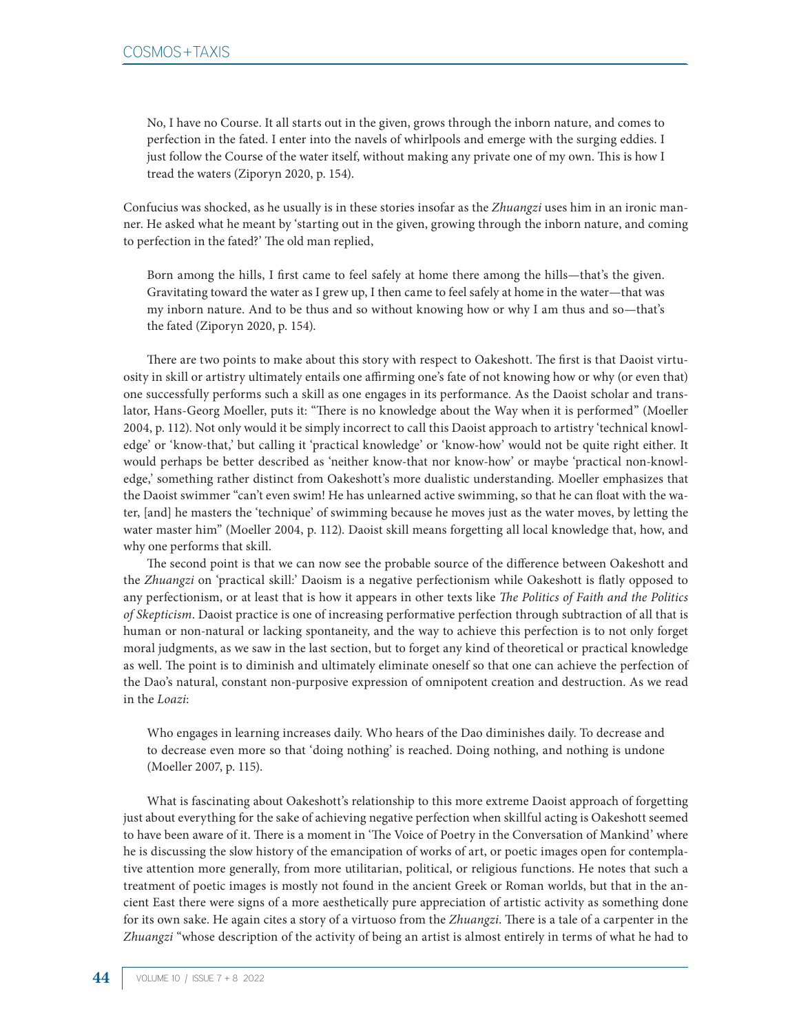> No, I have no Course. It all starts out in the given, grows through the inborn nature, and comes to perfection in the fated. I enter into the navels of whirlpools and emerge with the surging eddies. I just follow the Course of the water itself, without making any private one of my own. This is how I tread the waters (Ziporyn 2020, p. 154).

Confucius was shocked, as he usually is in these stories insofar as the *Zhuangzi* uses him in an ironic manner. He asked what he meant by 'starting out in the given, growing through the inborn nature, and coming to perfection in the fated?' The old man replied,

> Born among the hills, I first came to feel safely at home there among the hills—that's the given. Gravitating toward the water as I grew up, I then came to feel safely at home in the water—that was my inborn nature. And to be thus and so without knowing how or why I am thus and so—that's the fated (Ziporyn 2020, p. 154).

There are two points to make about this story with respect to Oakeshott. The first is that Daoist virtuosity in skill or artistry ultimately entails one affirming one's fate of not knowing how or why (or even that) one successfully performs such a skill as one engages in its performance. As the Daoist scholar and translator, Hans-Georg Moeller, puts it: "There is no knowledge about the Way when it is performed" (Moeller 2004, p. 112). Not only would it be simply incorrect to call this Daoist approach to artistry 'technical knowledge' or 'know-that,' but calling it 'practical knowledge' or 'know-how' would not be quite right either. It would perhaps be better described as 'neither know-that nor know-how' or maybe 'practical non-knowledge,' something rather distinct from Oakeshott's more dualistic understanding. Moeller emphasizes that the Daoist swimmer "can't even swim! He has unlearned active swimming, so that he can float with the water, [and] he masters the 'technique' of swimming because he moves just as the water moves, by letting the water master him" (Moeller 2004, p. 112). Daoist skill means forgetting all local knowledge that, how, and why one performs that skill.

The second point is that we can now see the probable source of the difference between Oakeshott and the *Zhuangzi* on 'practical skill:' Daoism is a negative perfectionism while Oakeshott is flatly opposed to any perfectionism, or at least that is how it appears in other texts like *The Politics of Faith and the Politics of Skepticism*. Daoist practice is one of increasing performative perfection through subtraction of all that is human or non-natural or lacking spontaneity, and the way to achieve this perfection is to not only forget moral judgments, as we saw in the last section, but to forget any kind of theoretical or practical knowledge as well. The point is to diminish and ultimately eliminate oneself so that one can achieve the perfection of the Dao's natural, constant non-purposive expression of omnipotent creation and destruction. As we read in the *Loazi*:

> Who engages in learning increases daily. Who hears of the Dao diminishes daily. To decrease and to decrease even more so that 'doing nothing' is reached. Doing nothing, and nothing is undone (Moeller 2007, p. 115).

What is fascinating about Oakeshott's relationship to this more extreme Daoist approach of forgetting just about everything for the sake of achieving negative perfection when skillful acting is Oakeshott seemed to have been aware of it. There is a moment in 'The Voice of Poetry in the Conversation of Mankind' where he is discussing the slow history of the emancipation of works of art, or poetic images open for contemplative attention more generally, from more utilitarian, political, or religious functions. He notes that such a treatment of poetic images is mostly not found in the ancient Greek or Roman worlds, but that in the ancient East there were signs of a more aesthetically pure appreciation of artistic activity as something done for its own sake. He again cites a story of a virtuoso from the *Zhuangzi*. There is a tale of a carpenter in the *Zhuangzi* "whose description of the activity of being an artist is almost entirely in terms of what he had to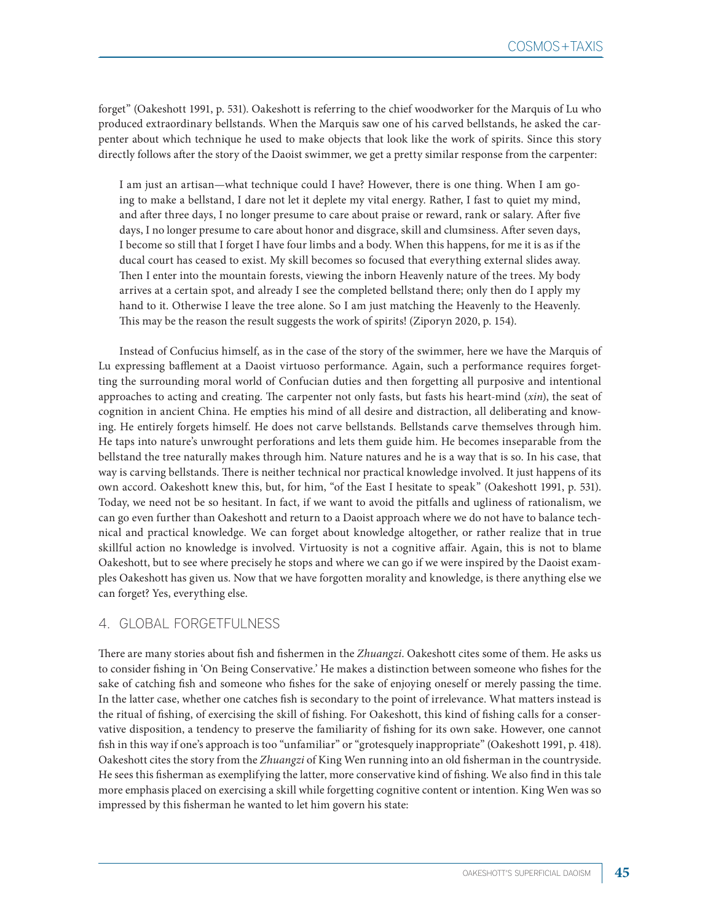forget" (Oakeshott 1991, p. 531). Oakeshott is referring to the chief woodworker for the Marquis of Lu who produced extraordinary bellstands. When the Marquis saw one of his carved bellstands, he asked the carpenter about which technique he used to make objects that look like the work of spirits. Since this story directly follows after the story of the Daoist swimmer, we get a pretty similar response from the carpenter:

> I am just an artisan—what technique could I have? However, there is one thing. When I am going to make a bellstand, I dare not let it deplete my vital energy. Rather, I fast to quiet my mind, and after three days, I no longer presume to care about praise or reward, rank or salary. After five days, I no longer presume to care about honor and disgrace, skill and clumsiness. After seven days, I become so still that I forget I have four limbs and a body. When this happens, for me it is as if the ducal court has ceased to exist. My skill becomes so focused that everything external slides away. Then I enter into the mountain forests, viewing the inborn Heavenly nature of the trees. My body arrives at a certain spot, and already I see the completed bellstand there; only then do I apply my hand to it. Otherwise I leave the tree alone. So I am just matching the Heavenly to the Heavenly. This may be the reason the result suggests the work of spirits! (Ziporyn 2020, p. 154).

Instead of Confucius himself, as in the case of the story of the swimmer, here we have the Marquis of Lu expressing bafflement at a Daoist virtuoso performance. Again, such a performance requires forgetting the surrounding moral world of Confucian duties and then forgetting all purposive and intentional approaches to acting and creating. The carpenter not only fasts, but fasts his heart-mind (*xin*), the seat of cognition in ancient China. He empties his mind of all desire and distraction, all deliberating and knowing. He entirely forgets himself. He does not carve bellstands. Bellstands carve themselves through him. He taps into nature's unwrought perforations and lets them guide him. He becomes inseparable from the bellstand the tree naturally makes through him. Nature natures and he is a way that is so. In his case, that way is carving bellstands. There is neither technical nor practical knowledge involved. It just happens of its own accord. Oakeshott knew this, but, for him, "of the East I hesitate to speak" (Oakeshott 1991, p. 531). Today, we need not be so hesitant. In fact, if we want to avoid the pitfalls and ugliness of rationalism, we can go even further than Oakeshott and return to a Daoist approach where we do not have to balance technical and practical knowledge. We can forget about knowledge altogether, or rather realize that in true skillful action no knowledge is involved. Virtuosity is not a cognitive affair. Again, this is not to blame Oakeshott, but to see where precisely he stops and where we can go if we were inspired by the Daoist examples Oakeshott has given us. Now that we have forgotten morality and knowledge, is there anything else we can forget? Yes, everything else.

## 4. GLOBAL FORGETFULNESS

There are many stories about fish and fishermen in the *Zhuangzi*. Oakeshott cites some of them. He asks us to consider fishing in 'On Being Conservative.' He makes a distinction between someone who fishes for the sake of catching fish and someone who fishes for the sake of enjoying oneself or merely passing the time. In the latter case, whether one catches fish is secondary to the point of irrelevance. What matters instead is the ritual of fishing, of exercising the skill of fishing. For Oakeshott, this kind of fishing calls for a conservative disposition, a tendency to preserve the familiarity of fishing for its own sake. However, one cannot fish in this way if one's approach is too "unfamiliar" or "grotesquely inappropriate" (Oakeshott 1991, p. 418). Oakeshott cites the story from the *Zhuangzi* of King Wen running into an old fisherman in the countryside. He sees this fisherman as exemplifying the latter, more conservative kind of fishing. We also find in this tale more emphasis placed on exercising a skill while forgetting cognitive content or intention. King Wen was so impressed by this fisherman he wanted to let him govern his state: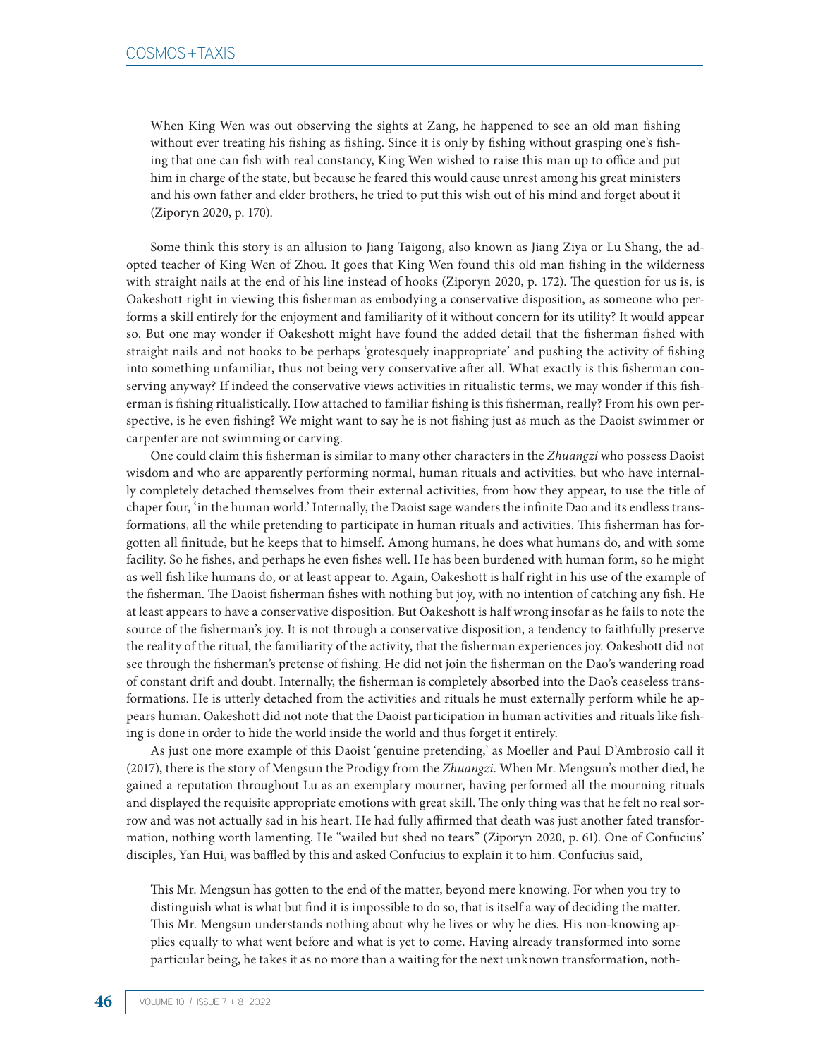> When King Wen was out observing the sights at Zang, he happened to see an old man fishing without ever treating his fishing as fishing. Since it is only by fishing without grasping one's fishing that one can fish with real constancy, King Wen wished to raise this man up to office and put him in charge of the state, but because he feared this would cause unrest among his great ministers and his own father and elder brothers, he tried to put this wish out of his mind and forget about it (Ziporyn 2020, p. 170).

Some think this story is an allusion to Jiang Taigong, also known as Jiang Ziya or Lu Shang, the adopted teacher of King Wen of Zhou. It goes that King Wen found this old man fishing in the wilderness with straight nails at the end of his line instead of hooks (Ziporyn 2020, p. 172). The question for us is, is Oakeshott right in viewing this fisherman as embodying a conservative disposition, as someone who performs a skill entirely for the enjoyment and familiarity of it without concern for its utility? It would appear so. But one may wonder if Oakeshott might have found the added detail that the fisherman fished with straight nails and not hooks to be perhaps 'grotesquely inappropriate' and pushing the activity of fishing into something unfamiliar, thus not being very conservative after all. What exactly is this fisherman conserving anyway? If indeed the conservative views activities in ritualistic terms, we may wonder if this fisherman is fishing ritualistically. How attached to familiar fishing is this fisherman, really? From his own perspective, is he even fishing? We might want to say he is not fishing just as much as the Daoist swimmer or carpenter are not swimming or carving.

One could claim this fisherman is similar to many other characters in the *Zhuangzi* who possess Daoist wisdom and who are apparently performing normal, human rituals and activities, but who have internally completely detached themselves from their external activities, from how they appear, to use the title of chaper four, 'in the human world.' Internally, the Daoist sage wanders the infinite Dao and its endless transformations, all the while pretending to participate in human rituals and activities. This fisherman has forgotten all finitude, but he keeps that to himself. Among humans, he does what humans do, and with some facility. So he fishes, and perhaps he even fishes well. He has been burdened with human form, so he might as well fish like humans do, or at least appear to. Again, Oakeshott is half right in his use of the example of the fisherman. The Daoist fisherman fishes with nothing but joy, with no intention of catching any fish. He at least appears to have a conservative disposition. But Oakeshott is half wrong insofar as he fails to note the source of the fisherman's joy. It is not through a conservative disposition, a tendency to faithfully preserve the reality of the ritual, the familiarity of the activity, that the fisherman experiences joy. Oakeshott did not see through the fisherman's pretense of fishing. He did not join the fisherman on the Dao's wandering road of constant drift and doubt. Internally, the fisherman is completely absorbed into the Dao's ceaseless transformations. He is utterly detached from the activities and rituals he must externally perform while he appears human. Oakeshott did not note that the Daoist participation in human activities and rituals like fishing is done in order to hide the world inside the world and thus forget it entirely.

As just one more example of this Daoist 'genuine pretending,' as Moeller and Paul D'Ambrosio call it (2017), there is the story of Mengsun the Prodigy from the *Zhuangzi*. When Mr. Mengsun's mother died, he gained a reputation throughout Lu as an exemplary mourner, having performed all the mourning rituals and displayed the requisite appropriate emotions with great skill. The only thing was that he felt no real sorrow and was not actually sad in his heart. He had fully affirmed that death was just another fated transformation, nothing worth lamenting. He "wailed but shed no tears" (Ziporyn 2020, p. 61). One of Confucius' disciples, Yan Hui, was baffled by this and asked Confucius to explain it to him. Confucius said,

> This Mr. Mengsun has gotten to the end of the matter, beyond mere knowing. For when you try to distinguish what is what but find it is impossible to do so, that is itself a way of deciding the matter. This Mr. Mengsun understands nothing about why he lives or why he dies. His non-knowing applies equally to what went before and what is yet to come. Having already transformed into some particular being, he takes it as no more than a waiting for the next unknown transformation, noth-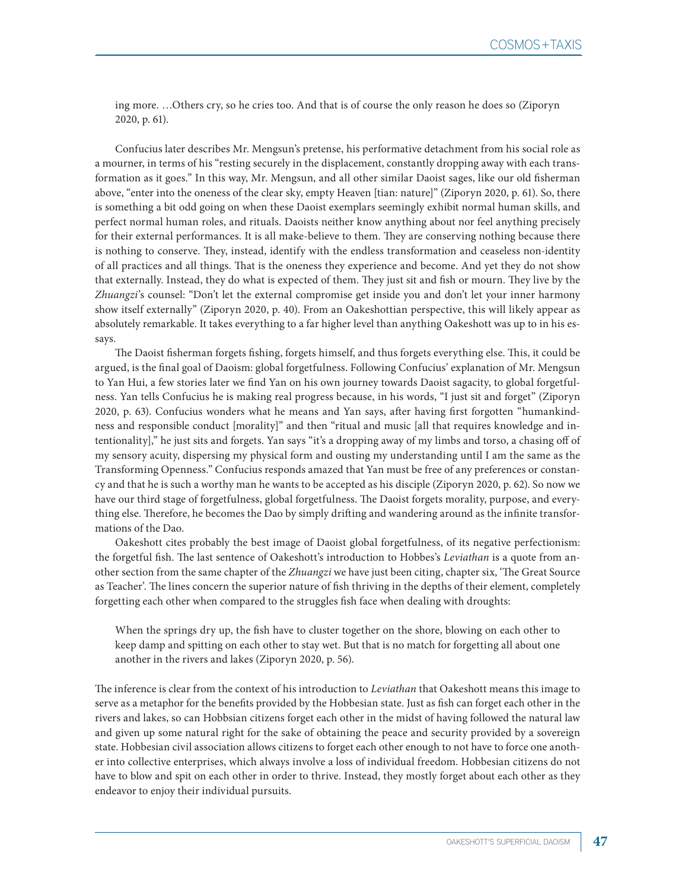ing more. …Others cry, so he cries too. And that is of course the only reason he does so (Ziporyn 2020, p. 61).

Confucius later describes Mr. Mengsun's pretense, his performative detachment from his social role as a mourner, in terms of his "resting securely in the displacement, constantly dropping away with each transformation as it goes." In this way, Mr. Mengsun, and all other similar Daoist sages, like our old fisherman above, "enter into the oneness of the clear sky, empty Heaven [tian: nature]" (Ziporyn 2020, p. 61). So, there is something a bit odd going on when these Daoist exemplars seemingly exhibit normal human skills, and perfect normal human roles, and rituals. Daoists neither know anything about nor feel anything precisely for their external performances. It is all make-believe to them. They are conserving nothing because there is nothing to conserve. They, instead, identify with the endless transformation and ceaseless non-identity of all practices and all things. That is the oneness they experience and become. And yet they do not show that externally. Instead, they do what is expected of them. They just sit and fish or mourn. They live by the *Zhuangzi*'s counsel: "Don't let the external compromise get inside you and don't let your inner harmony show itself externally" (Ziporyn 2020, p. 40). From an Oakeshottian perspective, this will likely appear as absolutely remarkable. It takes everything to a far higher level than anything Oakeshott was up to in his essays.

The Daoist fisherman forgets fishing, forgets himself, and thus forgets everything else. This, it could be argued, is the final goal of Daoism: global forgetfulness. Following Confucius' explanation of Mr. Mengsun to Yan Hui, a few stories later we find Yan on his own journey towards Daoist sagacity, to global forgetfulness. Yan tells Confucius he is making real progress because, in his words, "I just sit and forget" (Ziporyn 2020, p. 63). Confucius wonders what he means and Yan says, after having first forgotten "humankindness and responsible conduct [morality]" and then "ritual and music [all that requires knowledge and intentionality]," he just sits and forgets. Yan says "it's a dropping away of my limbs and torso, a chasing off of my sensory acuity, dispersing my physical form and ousting my understanding until I am the same as the Transforming Openness." Confucius responds amazed that Yan must be free of any preferences or constancy and that he is such a worthy man he wants to be accepted as his disciple (Ziporyn 2020, p. 62). So now we have our third stage of forgetfulness, global forgetfulness. The Daoist forgets morality, purpose, and everything else. Therefore, he becomes the Dao by simply drifting and wandering around as the infinite transformations of the Dao.

Oakeshott cites probably the best image of Daoist global forgetfulness, of its negative perfectionism: the forgetful fish. The last sentence of Oakeshott's introduction to Hobbes's *Leviathan* is a quote from another section from the same chapter of the *Zhuangzi* we have just been citing, chapter six, 'The Great Source as Teacher'. The lines concern the superior nature of fish thriving in the depths of their element, completely forgetting each other when compared to the struggles fish face when dealing with droughts:

> When the springs dry up, the fish have to cluster together on the shore, blowing on each other to keep damp and spitting on each other to stay wet. But that is no match for forgetting all about one another in the rivers and lakes (Ziporyn 2020, p. 56).

The inference is clear from the context of his introduction to *Leviathan* that Oakeshott means this image to serve as a metaphor for the benefits provided by the Hobbesian state. Just as fish can forget each other in the rivers and lakes, so can Hobbsian citizens forget each other in the midst of having followed the natural law and given up some natural right for the sake of obtaining the peace and security provided by a sovereign state. Hobbesian civil association allows citizens to forget each other enough to not have to force one another into collective enterprises, which always involve a loss of individual freedom. Hobbesian citizens do not have to blow and spit on each other in order to thrive. Instead, they mostly forget about each other as they endeavor to enjoy their individual pursuits.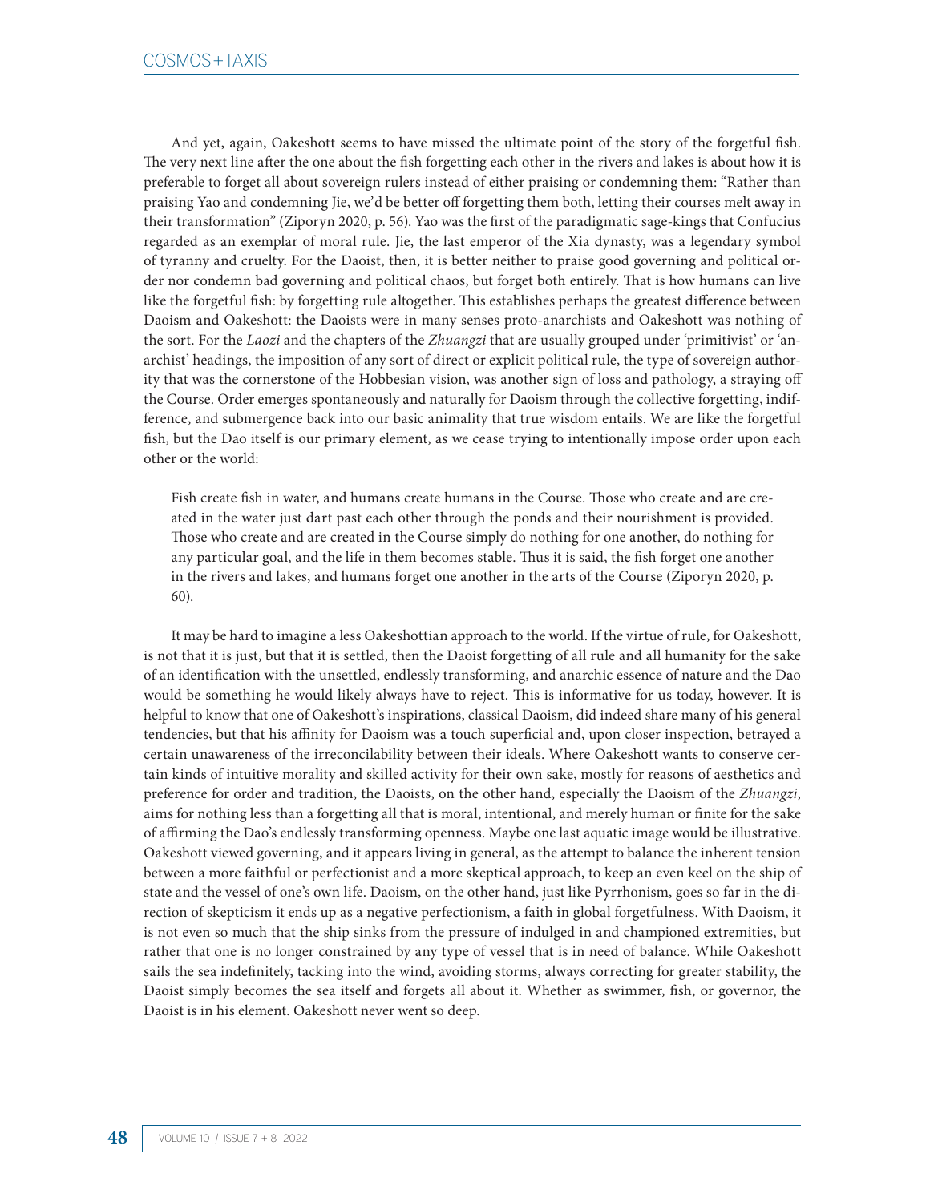And yet, again, Oakeshott seems to have missed the ultimate point of the story of the forgetful fish. The very next line after the one about the fish forgetting each other in the rivers and lakes is about how it is preferable to forget all about sovereign rulers instead of either praising or condemning them: "Rather than praising Yao and condemning Jie, we'd be better off forgetting them both, letting their courses melt away in their transformation" (Ziporyn 2020, p. 56). Yao was the first of the paradigmatic sage-kings that Confucius regarded as an exemplar of moral rule. Jie, the last emperor of the Xia dynasty, was a legendary symbol of tyranny and cruelty. For the Daoist, then, it is better neither to praise good governing and political order nor condemn bad governing and political chaos, but forget both entirely. That is how humans can live like the forgetful fish: by forgetting rule altogether. This establishes perhaps the greatest difference between Daoism and Oakeshott: the Daoists were in many senses proto-anarchists and Oakeshott was nothing of the sort. For the *Laozi* and the chapters of the *Zhuangzi* that are usually grouped under 'primitivist' or 'anarchist' headings, the imposition of any sort of direct or explicit political rule, the type of sovereign authority that was the cornerstone of the Hobbesian vision, was another sign of loss and pathology, a straying off the Course. Order emerges spontaneously and naturally for Daoism through the collective forgetting, indifference, and submergence back into our basic animality that true wisdom entails. We are like the forgetful fish, but the Dao itself is our primary element, as we cease trying to intentionally impose order upon each other or the world:

> Fish create fish in water, and humans create humans in the Course. Those who create and are created in the water just dart past each other through the ponds and their nourishment is provided. Those who create and are created in the Course simply do nothing for one another, do nothing for any particular goal, and the life in them becomes stable. Thus it is said, the fish forget one another in the rivers and lakes, and humans forget one another in the arts of the Course (Ziporyn 2020, p. 60).

It may be hard to imagine a less Oakeshottian approach to the world. If the virtue of rule, for Oakeshott, is not that it is just, but that it is settled, then the Daoist forgetting of all rule and all humanity for the sake of an identification with the unsettled, endlessly transforming, and anarchic essence of nature and the Dao would be something he would likely always have to reject. This is informative for us today, however. It is helpful to know that one of Oakeshott's inspirations, classical Daoism, did indeed share many of his general tendencies, but that his affinity for Daoism was a touch superficial and, upon closer inspection, betrayed a certain unawareness of the irreconcilability between their ideals. Where Oakeshott wants to conserve certain kinds of intuitive morality and skilled activity for their own sake, mostly for reasons of aesthetics and preference for order and tradition, the Daoists, on the other hand, especially the Daoism of the *Zhuangzi*, aims for nothing less than a forgetting all that is moral, intentional, and merely human or finite for the sake of affirming the Dao's endlessly transforming openness. Maybe one last aquatic image would be illustrative. Oakeshott viewed governing, and it appears living in general, as the attempt to balance the inherent tension between a more faithful or perfectionist and a more skeptical approach, to keep an even keel on the ship of state and the vessel of one's own life. Daoism, on the other hand, just like Pyrrhonism, goes so far in the direction of skepticism it ends up as a negative perfectionism, a faith in global forgetfulness. With Daoism, it is not even so much that the ship sinks from the pressure of indulged in and championed extremities, but rather that one is no longer constrained by any type of vessel that is in need of balance. While Oakeshott sails the sea indefinitely, tacking into the wind, avoiding storms, always correcting for greater stability, the Daoist simply becomes the sea itself and forgets all about it. Whether as swimmer, fish, or governor, the Daoist is in his element. Oakeshott never went so deep.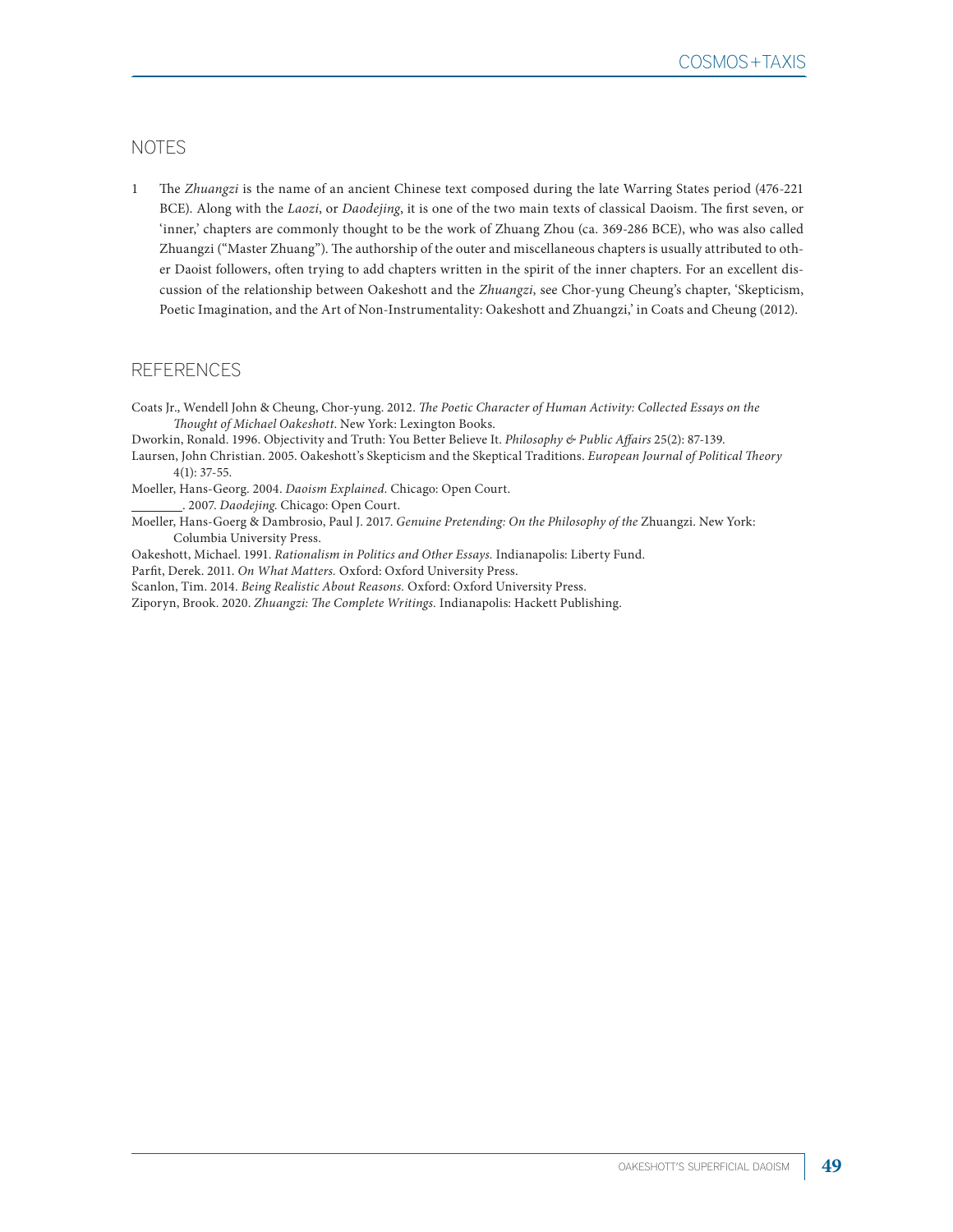## NOTES

1 The *Zhuangzi* is the name of an ancient Chinese text composed during the late Warring States period (476-221 BCE). Along with the *Laozi*, or *Daodejing*, it is one of the two main texts of classical Daoism. The first seven, or 'inner,' chapters are commonly thought to be the work of Zhuang Zhou (ca. 369-286 BCE), who was also called Zhuangzi ("Master Zhuang"). The authorship of the outer and miscellaneous chapters is usually attributed to other Daoist followers, often trying to add chapters written in the spirit of the inner chapters. For an excellent discussion of the relationship between Oakeshott and the *Zhuangzi*, see Chor-yung Cheung's chapter, 'Skepticism, Poetic Imagination, and the Art of Non-Instrumentality: Oakeshott and Zhuangzi,' in Coats and Cheung (2012).

## REFERENCES

Coats Jr., Wendell John & Cheung, Chor-yung. 2012. *The Poetic Character of Human Activity: Collected Essays on the Thought of Michael Oakeshott*. New York: Lexington Books.

Dworkin, Ronald. 1996. Objectivity and Truth: You Better Believe It. *Philosophy & Public Affairs* 25(2): 87-139.

Laursen, John Christian. 2005. Oakeshott's Skepticism and the Skeptical Traditions. *European Journal of Political Theory* 4(1): 37-55.

Moeller, Hans-Georg. 2004. *Daoism Explained*. Chicago: Open Court.

\_\_\_\_\_\_\_\_. 2007. *Daodejing*. Chicago: Open Court.

Moeller, Hans-Goerg & Dambrosio, Paul J. 2017. *Genuine Pretending: On the Philosophy of the* Zhuangzi. New York: Columbia University Press.

Oakeshott, Michael. 1991. *Rationalism in Politics and Other Essays*. Indianapolis: Liberty Fund.

Parfit, Derek. 2011. *On What Matters*. Oxford: Oxford University Press.

Scanlon, Tim. 2014. *Being Realistic About Reasons*. Oxford: Oxford University Press.

Ziporyn, Brook. 2020. *Zhuangzi: The Complete Writings*. Indianapolis: Hackett Publishing.